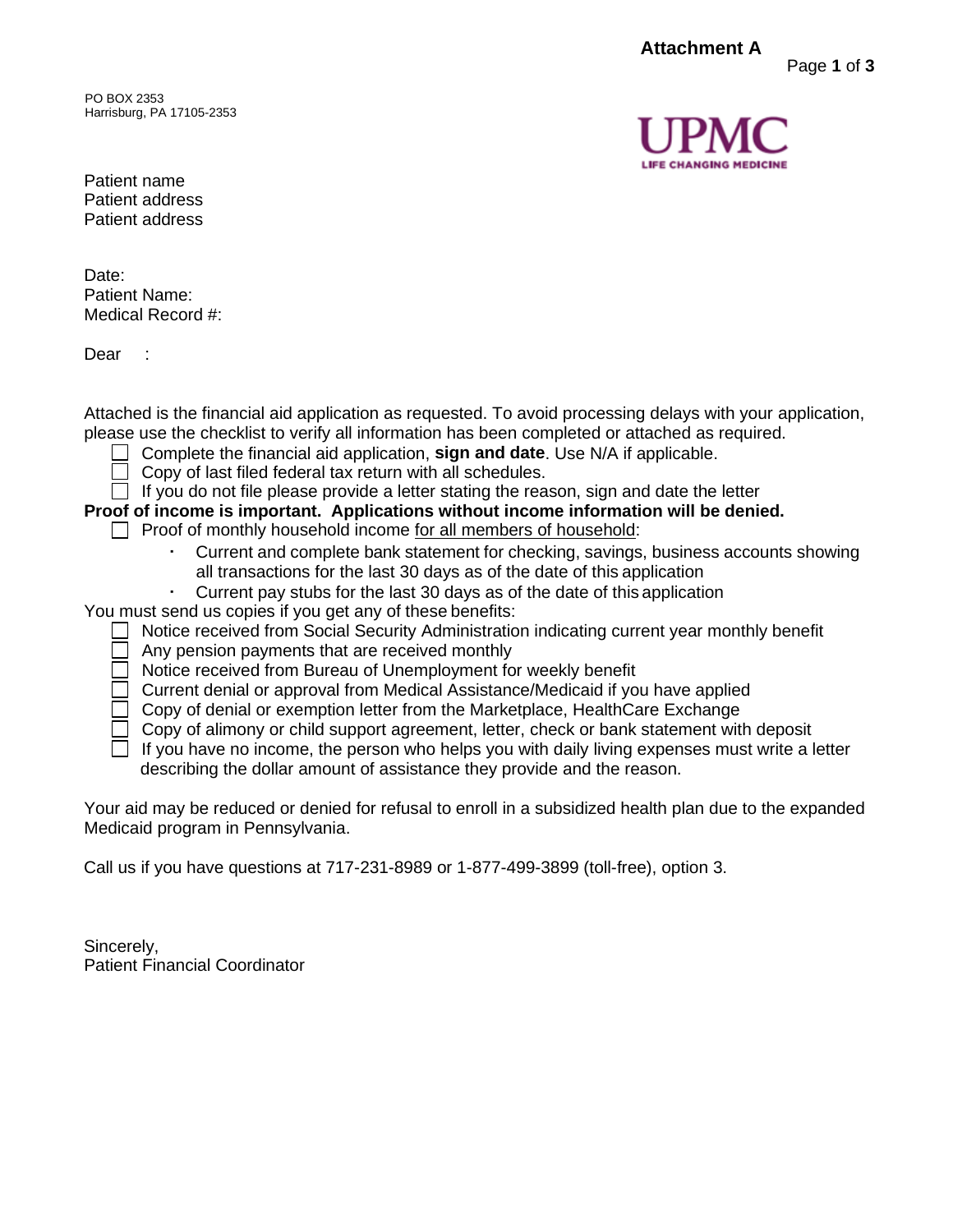**Attachment A**

PO BOX 2353
Harrisburg, PA 17105-2353

UPMC
LIFE CHANGING MEDICINE

Patient name
Patient address
Patient address

Date:
Patient Name:
Medical Record #:

Dear :

Attached is the financial aid application as requested. To avoid processing delays with your application, please use the checklist to verify all information has been completed or attached as required.

- ☐ Complete the financial aid application, **sign and date**. Use N/A if applicable.
- ☐ Copy of last filed federal tax return with all schedules.
- ☐ If you do not file please provide a letter stating the reason, sign and date the letter

**Proof of income is important. Applications without income information will be denied.**

- ☐ Proof of monthly household income for all members of household:
  - Current and complete bank statement for checking, savings, business accounts showing all transactions for the last 30 days as of the date of this application
  - Current pay stubs for the last 30 days as of the date of this application

You must send us copies if you get any of these benefits:

- ☐ Notice received from Social Security Administration indicating current year monthly benefit
- ☐ Any pension payments that are received monthly
- ☐ Notice received from Bureau of Unemployment for weekly benefit
- ☐ Current denial or approval from Medical Assistance/Medicaid if you have applied
- ☐ Copy of denial or exemption letter from the Marketplace, HealthCare Exchange
- ☐ Copy of alimony or child support agreement, letter, check or bank statement with deposit
- ☐ If you have no income, the person who helps you with daily living expenses must write a letter describing the dollar amount of assistance they provide and the reason.

Your aid may be reduced or denied for refusal to enroll in a subsidized health plan due to the expanded Medicaid program in Pennsylvania.

Call us if you have questions at 717-231-8989 or 1-877-499-3899 (toll-free), option 3.

Sincerely,
Patient Financial Coordinator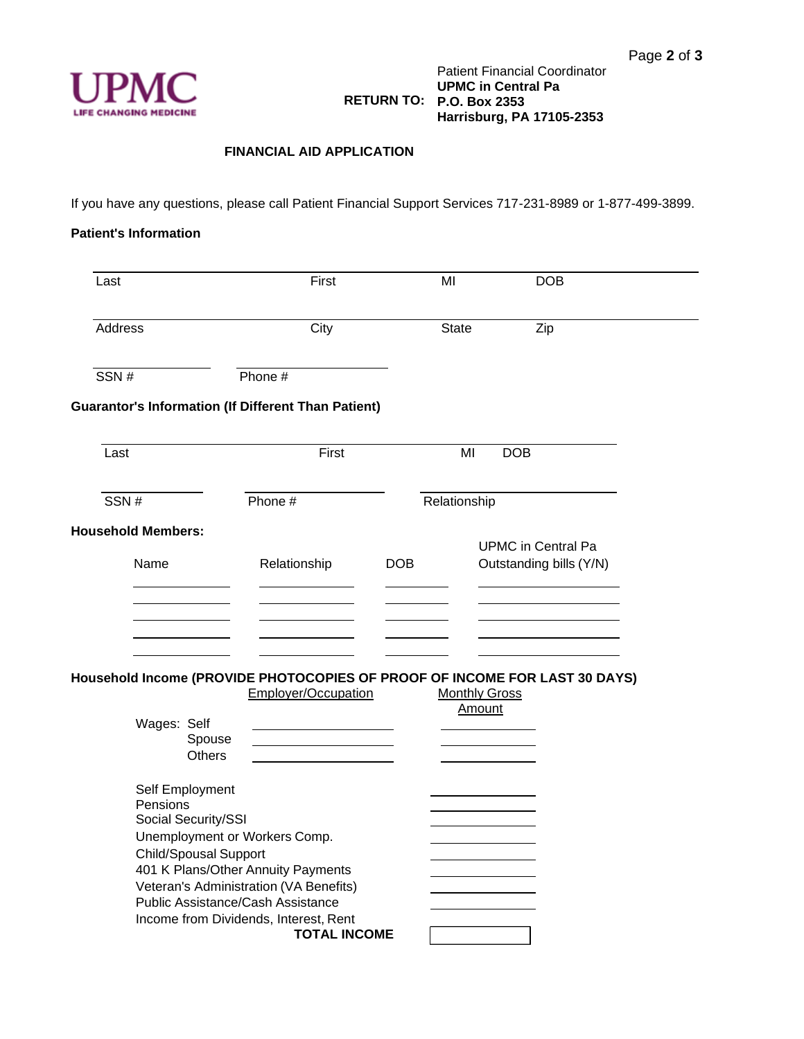UPMC
LIFE CHANGING MEDICINE

**RETURN TO:** Patient Financial Coordinator
**UPMC in Central Pa**
**P.O. Box 2353**
**Harrisburg, PA 17105-2353**

## FINANCIAL AID APPLICATION

If you have any questions, please call Patient Financial Support Services 717-231-8989 or 1-877-499-3899.

**Patient's Information**

| Last | First | MI | DOB |
|---|---|---|---|
| Address | City | State | Zip |
| SSN # | Phone # | | |

**Guarantor's Information (If Different Than Patient)**

| Last | First | MI | DOB |
|---|---|---|---|
| SSN # | Phone # | Relationship | |

**Household Members:**

| Name | Relationship | DOB | UPMC in Central Pa Outstanding bills (Y/N) |
|---|---|---|---|
| | | | |
| | | | |
| | | | |
| | | | |
| | | | |

**Household Income (PROVIDE PHOTOCOPIES OF PROOF OF INCOME FOR LAST 30 DAYS)**

| | Employer/Occupation | Monthly Gross Amount |
|---|---|---|
| Wages: Self | | |
| Spouse | | |
| Others | | |
| Self Employment | | |
| Pensions | | |
| Social Security/SSI | | |
| Unemployment or Workers Comp. | | |
| Child/Spousal Support | | |
| 401 K Plans/Other Annuity Payments | | |
| Veteran's Administration (VA Benefits) | | |
| Public Assistance/Cash Assistance | | |
| Income from Dividends, Interest, Rent | | |
| **TOTAL INCOME** | | |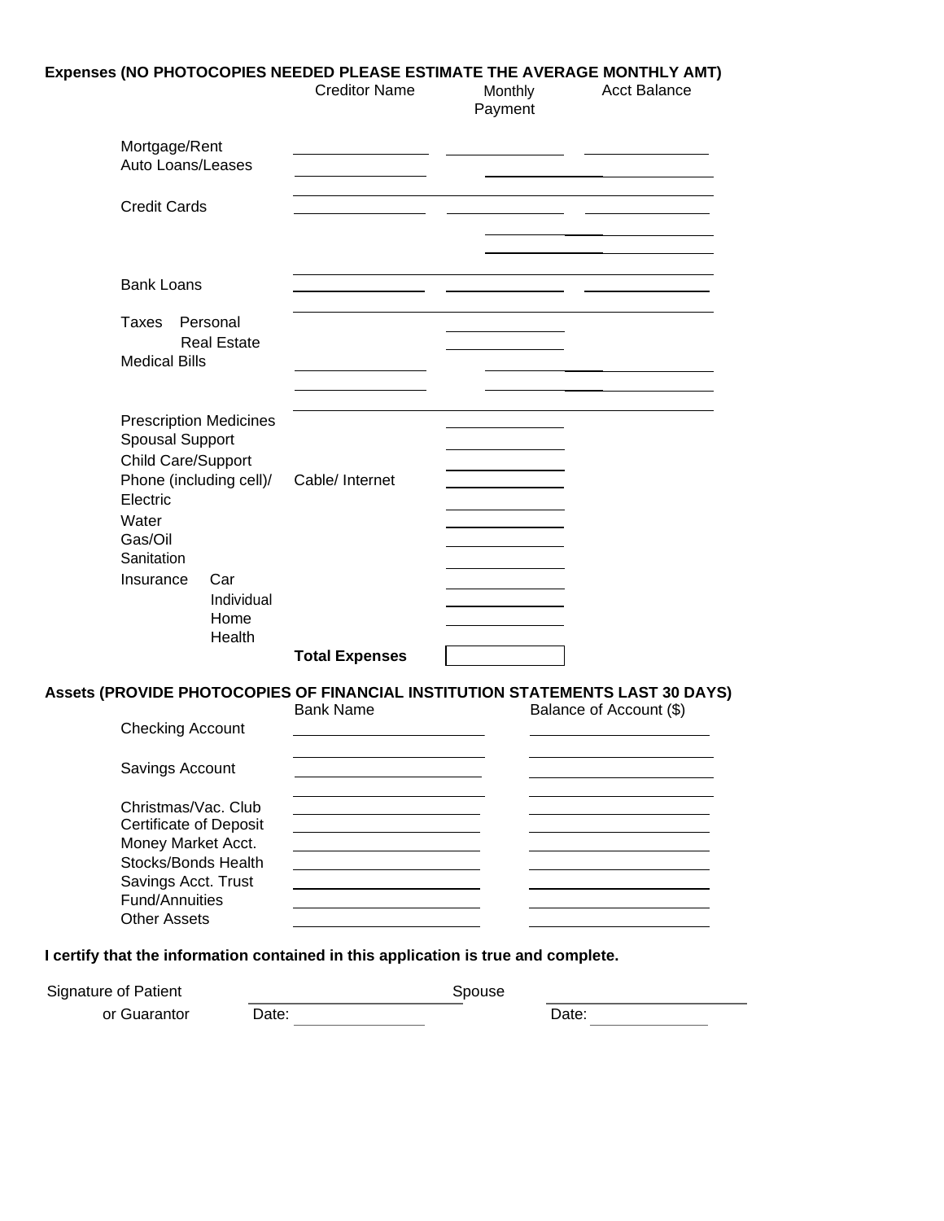**Expenses (NO PHOTOCOPIES NEEDED PLEASE ESTIMATE THE AVERAGE MONTHLY AMT)**

| | Creditor Name | Monthly Payment | Acct Balance |
|---|---|---|---|
| Mortgage/Rent | | | |
| Auto Loans/Leases | | | |
| | | | |
| Credit Cards | | | |
| | | | |
| | | | |
| | | | |
| Bank Loans | | | |
| | | | |
| Taxes Personal | | | |
| Real Estate | | | |
| Medical Bills | | | |
| | | | |
| | | | |
| Prescription Medicines | | | |
| Spousal Support | | | |
| Child Care/Support | | | |
| Phone (including cell)/ | Cable/ Internet | | |
| Electric | | | |
| Water | | | |
| Gas/Oil | | | |
| Sanitation | | | |
| Insurance Car | | | |
| Individual | | | |
| Home | | | |
| Health | | | |
| | **Total Expenses** | | |

**Assets (PROVIDE PHOTOCOPIES OF FINANCIAL INSTITUTION STATEMENTS LAST 30 DAYS)**

| | Bank Name | Balance of Account ($) |
|---|---|---|
| Checking Account | | |
| | | |
| Savings Account | | |
| | | |
| Christmas/Vac. Club | | |
| Certificate of Deposit | | |
| Money Market Acct. | | |
| Stocks/Bonds Health | | |
| Savings Acct. Trust | | |
| Fund/Annuities | | |
| Other Assets | | |

**I certify that the information contained in this application is true and complete.**

Signature of Patient or Guarantor ______________________ Spouse ______________________

Date: ______________ Date: ______________